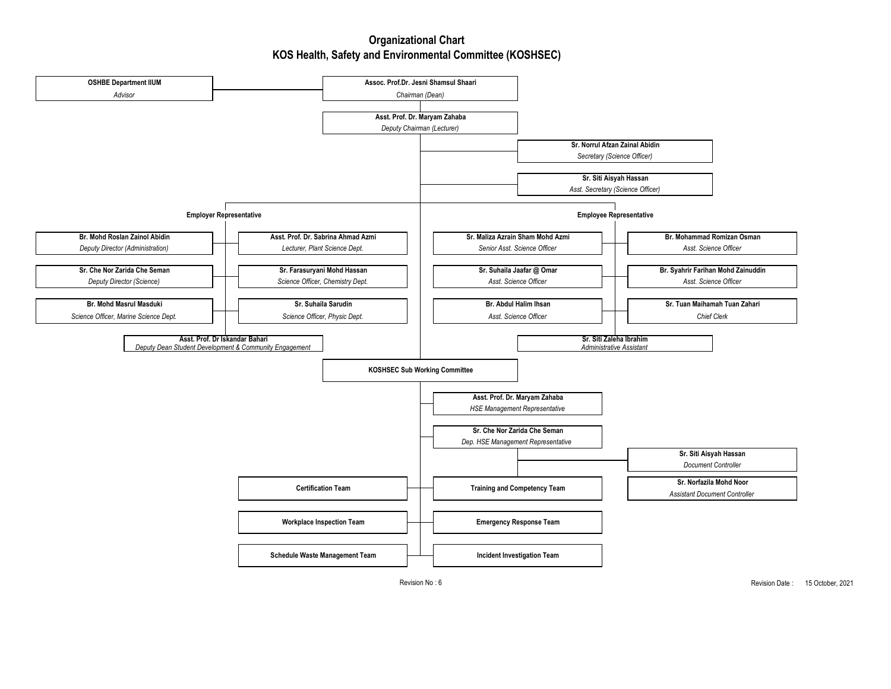# Organizational Chart
## KOS Health, Safety and Environmental Committee (KOSHSEC)

**OSHBE Department IIUM**
*Advisor*

**Assoc. Prof.Dr. Jesni Shamsul Shaari**
*Chairman (Dean)*

**Asst. Prof. Dr. Maryam Zahaba**
*Deputy Chairman (Lecturer)*

**Sr. Norrul Afzan Zainal Abidin**
*Secretary (Science Officer)*

**Sr. Siti Aisyah Hassan**
*Asst. Secretary (Science Officer)*

### Employer Representative

**Br. Mohd Roslan Zainol Abidin**
*Deputy Director (Administration)*

**Asst. Prof. Dr. Sabrina Ahmad Azmi**
*Lecturer, Plant Science Dept.*

**Sr. Che Nor Zarida Che Seman**
*Deputy Director (Science)*

**Sr. Farasuryani Mohd Hassan**
*Science Officer, Chemistry Dept.*

**Br. Mohd Masrul Masduki**
*Science Officer, Marine Science Dept.*

**Sr. Suhaila Sarudin**
*Science Officer, Physic Dept.*

**Asst. Prof. Dr Iskandar Bahari**
*Deputy Dean Student Development & Community Engagement*

### Employee Representative

**Sr. Maliza Azrain Sham Mohd Azmi**
*Senior Asst. Science Officer*

**Br. Mohammad Romizan Osman**
*Asst. Science Officer*

**Sr. Suhaila Jaafar @ Omar**
*Asst. Science Officer*

**Br. Syahrir Farihan Mohd Zainuddin**
*Asst. Science Officer*

**Br. Abdul Halim Ihsan**
*Asst. Science Officer*

**Sr. Tuan Maihamah Tuan Zahari**
*Chief Clerk*

**Sr. Siti Zaleha Ibrahim**
*Administrative Assistant*

### KOSHSEC Sub Working Committee

**Asst. Prof. Dr. Maryam Zahaba**
*HSE Management Representative*

**Sr. Che Nor Zarida Che Seman**
*Dep. HSE Management Representative*

**Sr. Siti Aisyah Hassan**
*Document Controller*

**Sr. Norfazila Mohd Noor**
*Assistant Document Controller*

- **Certification Team**
- **Training and Competency Team**
- **Workplace Inspection Team**
- **Emergency Response Team**
- **Schedule Waste Management Team**
- **Incident Investigation Team**

Revision No : 6

Revision Date : 15 October, 2021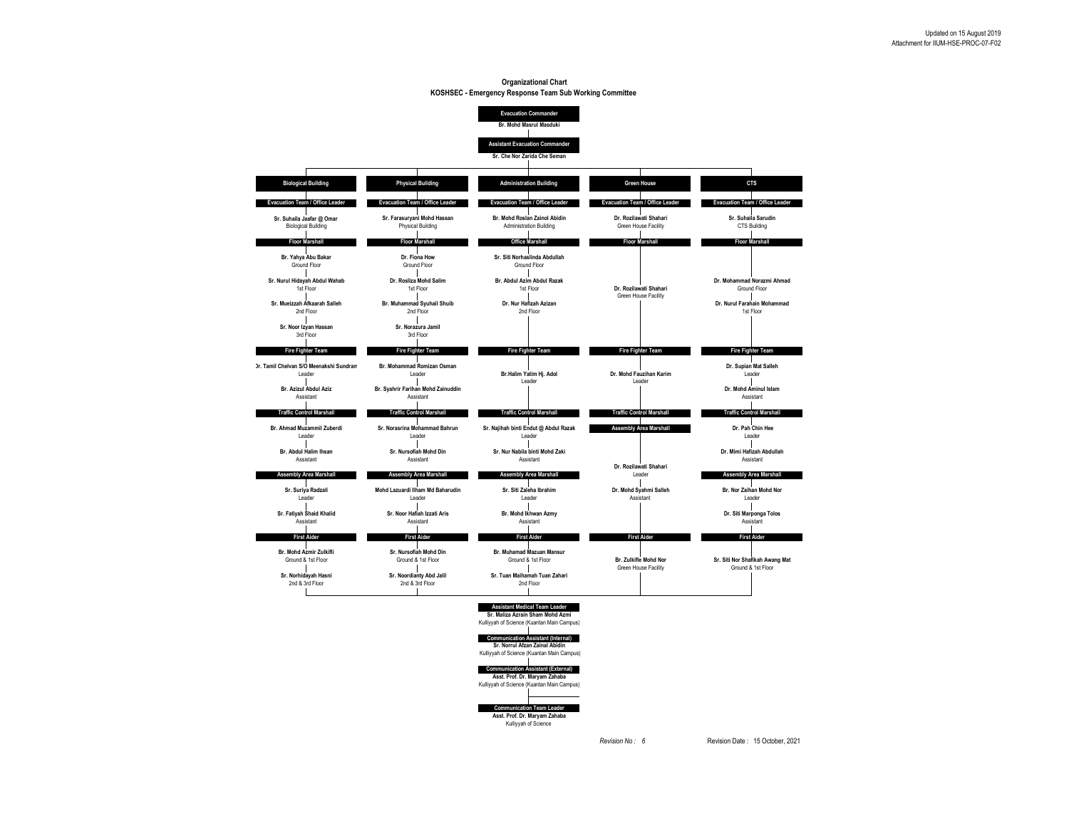Updated on 15 August 2019
Attachment for IIUM-HSE-PROC-07-F02

# Organizational Chart
## KOSHSEC - Emergency Response Team Sub Working Committee

**Evacuation Commander**
Br. Mohd Masrul Masduki

**Assistant Evacuation Commander**
Sr. Che Nor Zarida Che Seman

| Biological Building | Physical Building | Administration Building | Green House | CTS |
|---|---|---|---|---|
| **Evacuation Team / Office Leader** | **Evacuation Team / Office Leader** | **Evacuation Team / Office Leader** | **Evacuation Team / Office Leader** | **Evacuation Team / Office Leader** |
| Sr. Suhaila Jaafar @ Omar<br>Biological Building | Sr. Farasuryani Mohd Hassan<br>Physical Building | Br. Mohd Roslan Zainol Abidin<br>Administration Building | Dr. Rozilawati Shahari<br>Green House Facility | Sr. Suhaila Sarudin<br>CTS Building |
| **Floor Marshall** | **Floor Marshall** | **Office Marshall** | **Floor Marshall** | **Floor Marshall** |
| Br. Yahya Abu Bakar<br>Ground Floor | Dr. Fiona How<br>Ground Floor | Sr. Siti Norhaslinda Abdullah<br>Ground Floor | Dr. Rozilawati Shahari<br>Green House Facility | Dr. Mohammad Norazmi Ahmad<br>Ground Floor |
| Sr. Nurul Hidayah Abdul Wahab<br>1st Floor | Dr. Rosliza Mohd Salim<br>1st Floor | Br. Abdul Azim Abdul Razak<br>1st Floor | | Dr. Nurul Farahain Mohammad<br>1st Floor |
| Sr. Mueizzah Afkaarah Salleh<br>2nd Floor | Br. Muhammad Syuhail Shuib<br>2nd Floor | Dr. Nur Hafizah Azizan<br>2nd Floor | | |
| Sr. Noor Izyan Hassan<br>3rd Floor | Sr. Norazura Jamil<br>3rd Floor | | | |
| **Fire Fighter Team** | **Fire Fighter Team** | **Fire Fighter Team** | **Fire Fighter Team** | **Fire Fighter Team** |
| Dr. Tamil Chelvan S/O Meenakshi Sundram<br>Leader | Br. Mohammad Romizan Osman<br>Leader | Br.Halim Yatim Hj. Adol<br>Leader | Dr. Mohd Fauzihan Karim<br>Leader | Dr. Supian Mat Salleh<br>Leader |
| Br. Azizul Abdul Aziz<br>Assistant | Br. Syahrir Farihan Mohd Zainuddin<br>Assistant | | | Dr. Mohd Aminul Islam<br>Assistant |
| **Traffic Control Marshall** | **Traffic Control Marshall** | **Traffic Control Marshall** | **Traffic Control Marshall** | **Traffic Control Marshall** |
| Br. Ahmad Muzammil Zuberdi<br>Leader | Sr. Norasrina Mohammad Bahrun<br>Leader | Sr. Najihah binti Endut @ Abdul Razak<br>Leader | **Assembly Area Marshall** | Dr. Pah Chin Hee<br>Leader |
| Br. Abdul Halim Ihsan<br>Assistant | Sr. Nursofiah Mohd Din<br>Assistant | Sr. Nur Nabila binti Mohd Zaki<br>Assistant | Dr. Rozilawati Shahari<br>Leader | Dr. Mimi Hafizah Abdullah<br>Assistant |
| **Assembly Area Marshall** | **Assembly Area Marshall** | **Assembly Area Marshall** | | **Assembly Area Marshall** |
| Sr. Suriya Radzali<br>Leader | Mohd Lazuardi Ilham Md Baharudin<br>Leader | Sr. Siti Zaleha Ibrahim<br>Leader | Dr. Mohd Syahmi Salleh<br>Assistant | Br. Nor Zaihan Mohd Nor<br>Leader |
| Sr. Fatiyah Shaid Khalid<br>Assistant | Sr. Noor Hafiah Izzati Aris<br>Assistant | Br. Mohd Ikhwan Azmy<br>Assistant | | Dr. Siti Marponga Tolos<br>Assistant |
| **First Aider** | **First Aider** | **First Aider** | **First Aider** | **First Aider** |
| Br. Mohd Azmir Zulkifli<br>Ground & 1st Floor | Sr. Nursofiah Mohd Din<br>Ground & 1st Floor | Br. Muhamad Mazuan Mansur<br>Ground & 1st Floor | Br. Zulkifle Mohd Nor<br>Green House Facility | Sr. Siti Nor Shafikah Awang Mat<br>Ground & 1st Floor |
| Sr. Norhidayah Hasni<br>2nd & 3rd Floor | Sr. Noordianty Abd Jalil<br>2nd & 3rd Floor | Sr. Tuan Maihamah Tuan Zahari<br>2nd Floor | | |

**Assistant Medical Team Leader**
Sr. Maliza Azrain Sham Mohd Azmi
Kulliyyah of Science (Kuantan Main Campus)

**Communication Assistant (Internal)**
Sr. Norrul Afzan Zainal Abidin
Kulliyyah of Science (Kuantan Main Campus)

**Communication Assistant (External)**
Asst. Prof. Dr. Maryam Zahaba
Kulliyyah of Science (Kuantan Main Campus)

**Communication Team Leader**
Asst. Prof. Dr. Maryam Zahaba
Kulliyyah of Science

*Revision No : 6*    Revision Date : 15 October, 2021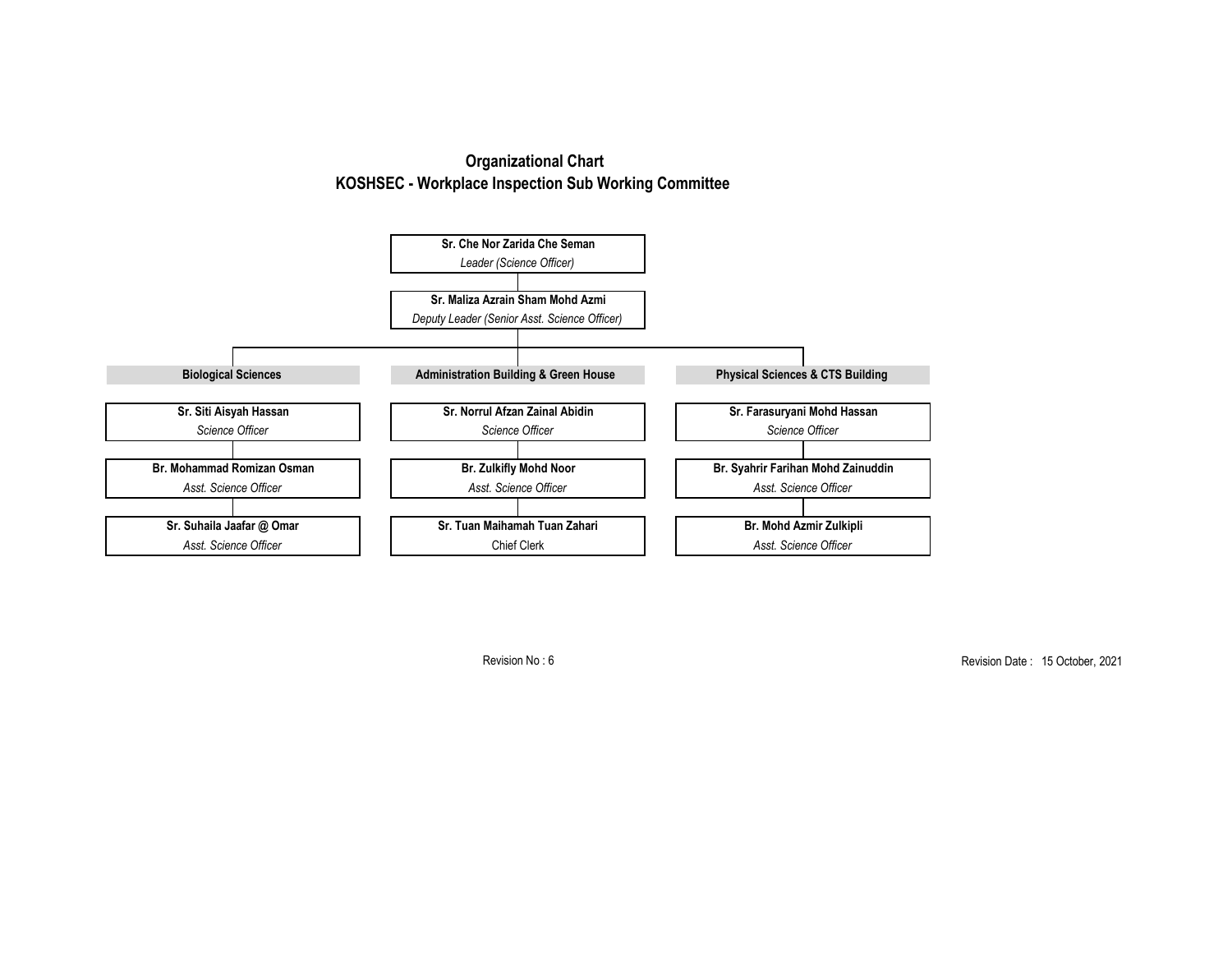# Organizational Chart
## KOSHSEC - Workplace Inspection Sub Working Committee

**Sr. Che Nor Zarida Che Seman**
*Leader (Science Officer)*

**Sr. Maliza Azrain Sham Mohd Azmi**
*Deputy Leader (Senior Asst. Science Officer)*

| Biological Sciences | Administration Building & Green House | Physical Sciences & CTS Building |
|---|---|---|
| **Sr. Siti Aisyah Hassan**<br>*Science Officer* | **Sr. Norrul Afzan Zainal Abidin**<br>*Science Officer* | **Sr. Farasuryani Mohd Hassan**<br>*Science Officer* |
| **Br. Mohammad Romizan Osman**<br>*Asst. Science Officer* | **Br. Zulkifly Mohd Noor**<br>*Asst. Science Officer* | **Br. Syahrir Farihan Mohd Zainuddin**<br>*Asst. Science Officer* |
| **Sr. Suhaila Jaafar @ Omar**<br>*Asst. Science Officer* | **Sr. Tuan Maihamah Tuan Zahari**<br>Chief Clerk | **Br. Mohd Azmir Zulkipli**<br>*Asst. Science Officer* |

Revision No : 6

Revision Date : 15 October, 2021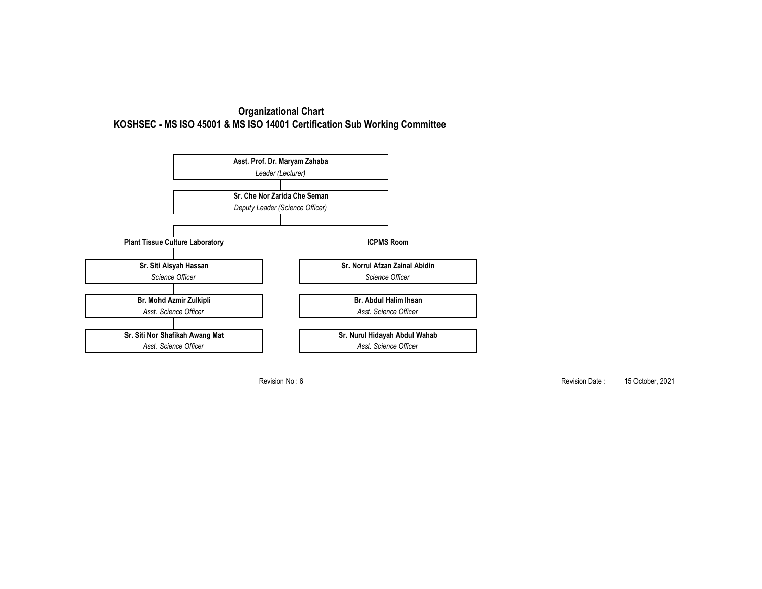# Organizational Chart

## KOSHSEC - MS ISO 45001 & MS ISO 14001 Certification Sub Working Committee

**Asst. Prof. Dr. Maryam Zahaba**
*Leader (Lecturer)*

**Sr. Che Nor Zarida Che Seman**
*Deputy Leader (Science Officer)*

### Plant Tissue Culture Laboratory

**Sr. Siti Aisyah Hassan**
*Science Officer*

**Br. Mohd Azmir Zulkipli**
*Asst. Science Officer*

**Sr. Siti Nor Shafikah Awang Mat**
*Asst. Science Officer*

### ICPMS Room

**Sr. Norrul Afzan Zainal Abidin**
*Science Officer*

**Br. Abdul Halim Ihsan**
*Asst. Science Officer*

**Sr. Nurul Hidayah Abdul Wahab**
*Asst. Science Officer*

Revision No : 6

Revision Date : 15 October, 2021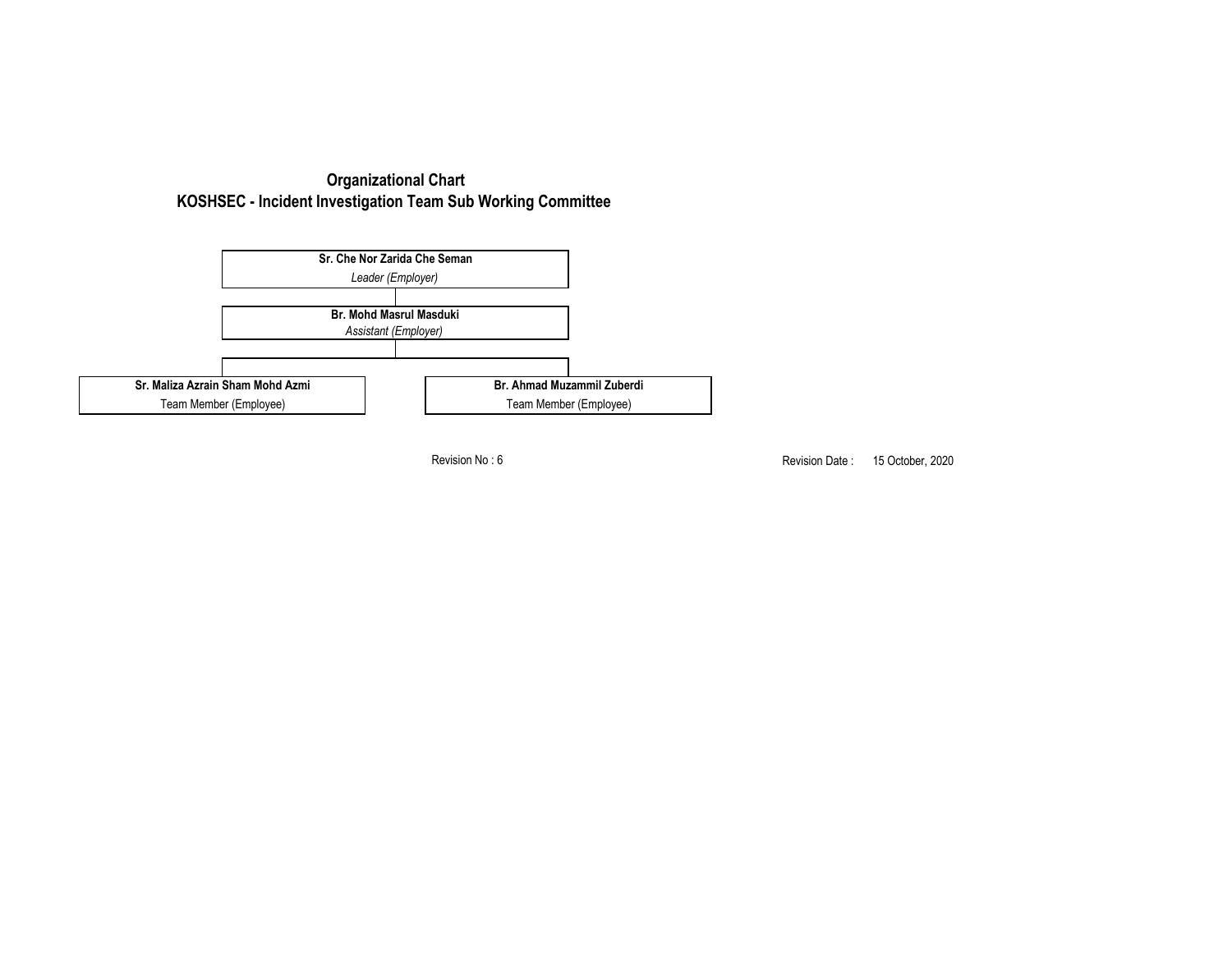# Organizational Chart
## KOSHSEC - Incident Investigation Team Sub Working Committee

**Sr. Che Nor Zarida Che Seman**
*Leader (Employer)*

**Br. Mohd Masrul Masduki**
*Assistant (Employer)*

**Sr. Maliza Azrain Sham Mohd Azmi**
Team Member (Employee)

**Br. Ahmad Muzammil Zuberdi**
Team Member (Employee)

Revision No : 6

Revision Date : 15 October, 2020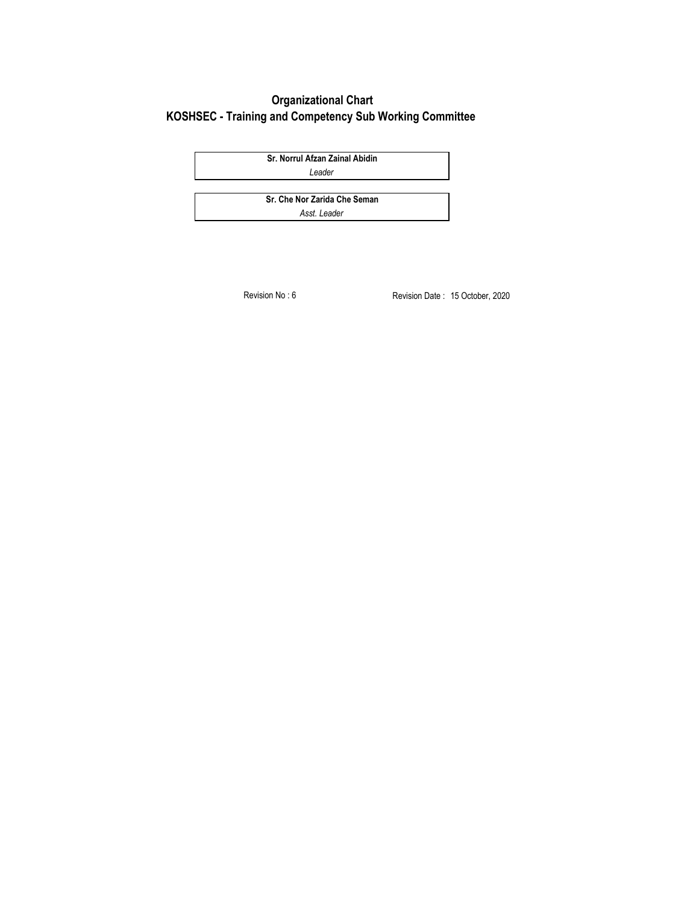# Organizational Chart
## KOSHSEC - Training and Competency Sub Working Committee

**Sr. Norrul Afzan Zainal Abidin**
*Leader*

**Sr. Che Nor Zarida Che Seman**
*Asst. Leader*

Revision No : 6

Revision Date : 15 October, 2020